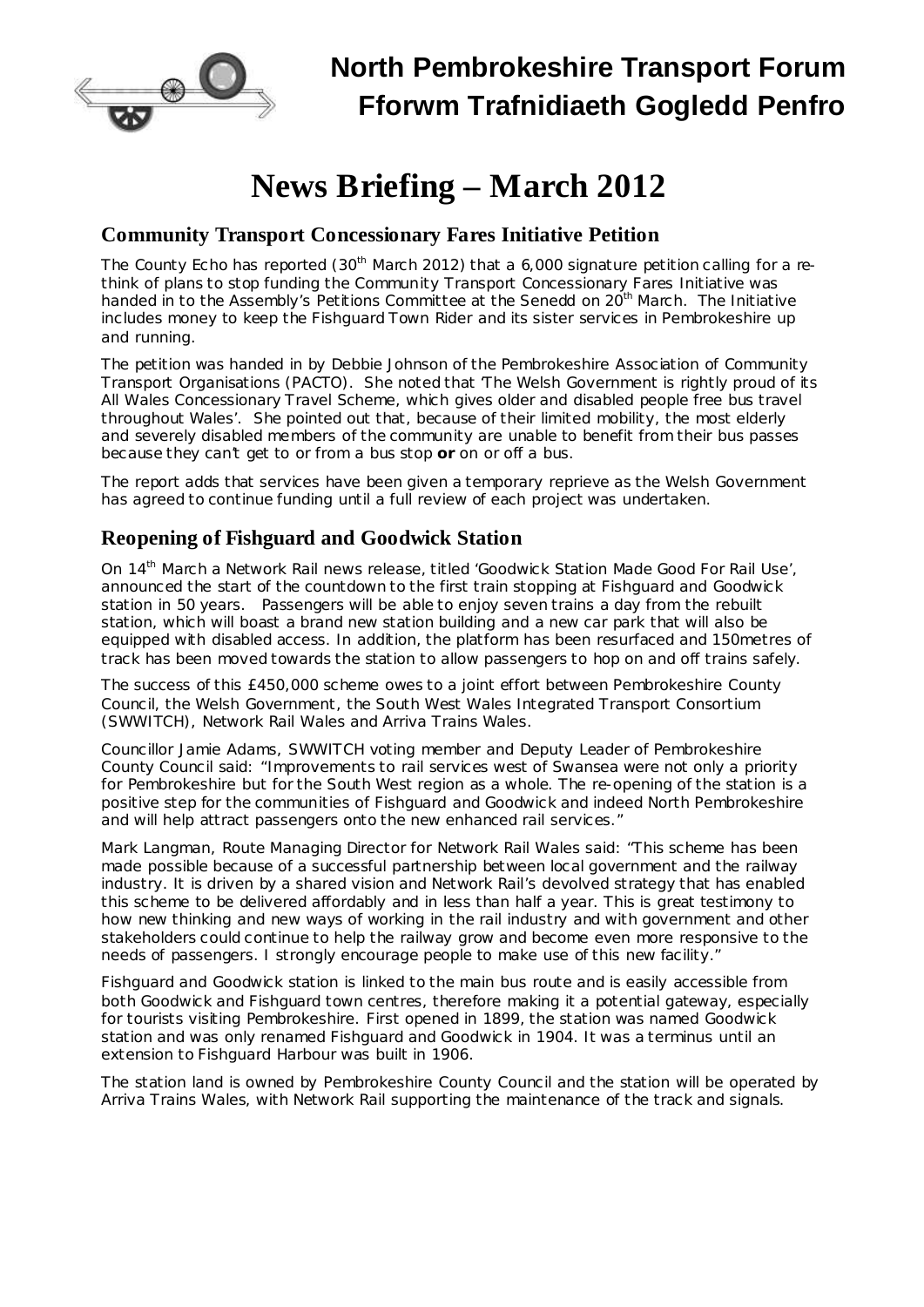# North Pembrokeshire Transport Forum
# Fforwm Trafnidiaeth Gogledd Penfro

# News Briefing – March 2012

## Community Transport Concessionary Fares Initiative Petition

The County Echo has reported (30th March 2012) that a 6,000 signature petition calling for a re-think of plans to stop funding the Community Transport Concessionary Fares Initiative was handed in to the Assembly's Petitions Committee at the Senedd on 20th March. The Initiative includes money to keep the Fishguard Town Rider and its sister services in Pembrokeshire up and running.

The petition was handed in by Debbie Johnson of the Pembrokeshire Association of Community Transport Organisations (PACTO). She noted that 'The Welsh Government is rightly proud of its All Wales Concessionary Travel Scheme, which gives older and disabled people free bus travel throughout Wales'. She pointed out that, because of their limited mobility, the most elderly and severely disabled members of the community are unable to benefit from their bus passes because they can't get to or from a bus stop **or** on or off a bus.

The report adds that services have been given a temporary reprieve as the Welsh Government has agreed to continue funding until a full review of each project was undertaken.

## Reopening of Fishguard and Goodwick Station

On 14th March a Network Rail news release, titled 'Goodwick Station Made Good For Rail Use', announced the start of the countdown to the first train stopping at Fishguard and Goodwick station in 50 years. Passengers will be able to enjoy seven trains a day from the rebuilt station, which will boast a brand new station building and a new car park that will also be equipped with disabled access. In addition, the platform has been resurfaced and 150metres of track has been moved towards the station to allow passengers to hop on and off trains safely.

The success of this £450,000 scheme owes to a joint effort between Pembrokeshire County Council, the Welsh Government, the South West Wales Integrated Transport Consortium (SWWITCH), Network Rail Wales and Arriva Trains Wales.

Councillor Jamie Adams, SWWITCH voting member and Deputy Leader of Pembrokeshire County Council said: "Improvements to rail services west of Swansea were not only a priority for Pembrokeshire but for the South West region as a whole. The re-opening of the station is a positive step for the communities of Fishguard and Goodwick and indeed North Pembrokeshire and will help attract passengers onto the new enhanced rail services."

Mark Langman, Route Managing Director for Network Rail Wales said: "This scheme has been made possible because of a successful partnership between local government and the railway industry. It is driven by a shared vision and Network Rail's devolved strategy that has enabled this scheme to be delivered affordably and in less than half a year. This is great testimony to how new thinking and new ways of working in the rail industry and with government and other stakeholders could continue to help the railway grow and become even more responsive to the needs of passengers. I strongly encourage people to make use of this new facility."

Fishguard and Goodwick station is linked to the main bus route and is easily accessible from both Goodwick and Fishguard town centres, therefore making it a potential gateway, especially for tourists visiting Pembrokeshire. First opened in 1899, the station was named Goodwick station and was only renamed Fishguard and Goodwick in 1904. It was a terminus until an extension to Fishguard Harbour was built in 1906.

The station land is owned by Pembrokeshire County Council and the station will be operated by Arriva Trains Wales, with Network Rail supporting the maintenance of the track and signals.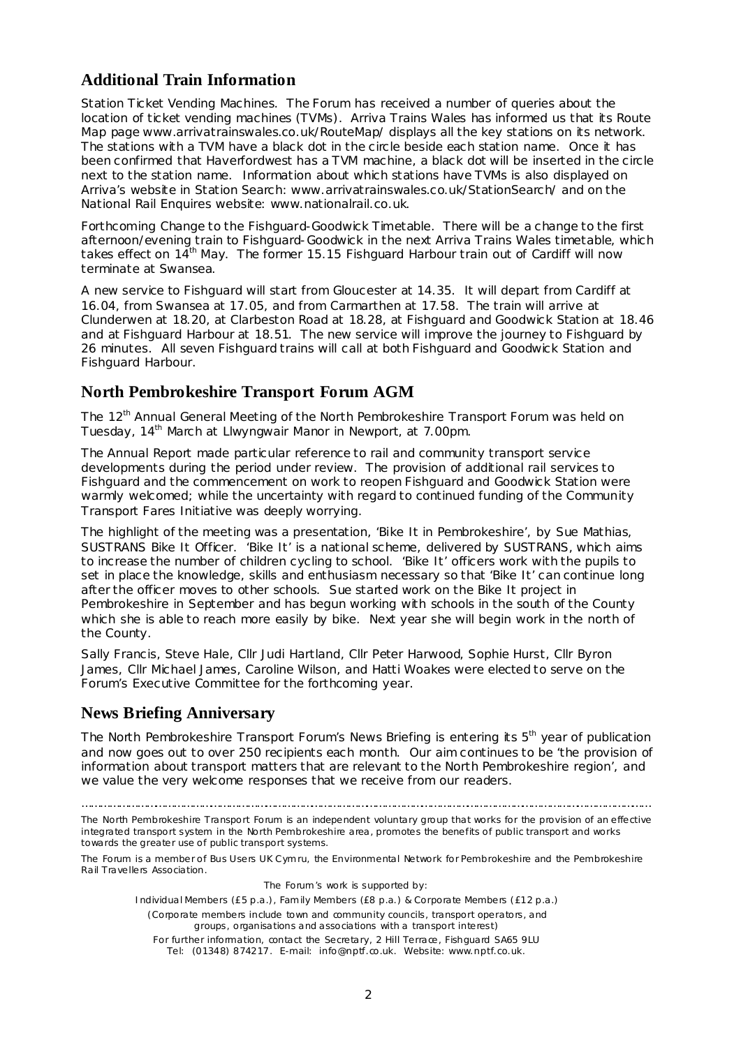## Additional Train Information

Station Ticket Vending Machines. The Forum has received a number of queries about the location of ticket vending machines (TVMs). Arriva Trains Wales has informed us that its Route Map page www.arrivatrainswales.co.uk/RouteMap/ displays all the key stations on its network. The stations with a TVM have a black dot in the circle beside each station name. Once it has been confirmed that Haverfordwest has a TVM machine, a black dot will be inserted in the circle next to the station name. Information about which stations have TVMs is also displayed on Arriva's website in Station Search: www.arrivatrainswales.co.uk/StationSearch/ and on the National Rail Enquires website: www.nationalrail.co.uk.

Forthcoming Change to the Fishguard-Goodwick Timetable. There will be a change to the first afternoon/evening train to Fishguard-Goodwick in the next Arriva Trains Wales timetable, which takes effect on 14th May. The former 15.15 Fishguard Harbour train out of Cardiff will now terminate at Swansea.

A new service to Fishguard will start from Gloucester at 14.35. It will depart from Cardiff at 16.04, from Swansea at 17.05, and from Carmarthen at 17.58. The train will arrive at Clunderwen at 18.20, at Clarbeston Road at 18.28, at Fishguard and Goodwick Station at 18.46 and at Fishguard Harbour at 18.51. The new service will improve the journey to Fishguard by 26 minutes. All seven Fishguard trains will call at both Fishguard and Goodwick Station and Fishguard Harbour.

## North Pembrokeshire Transport Forum AGM

The 12th Annual General Meeting of the North Pembrokeshire Transport Forum was held on Tuesday, 14th March at Llwyngwair Manor in Newport, at 7.00pm.

The Annual Report made particular reference to rail and community transport service developments during the period under review. The provision of additional rail services to Fishguard and the commencement on work to reopen Fishguard and Goodwick Station were warmly welcomed; while the uncertainty with regard to continued funding of the Community Transport Fares Initiative was deeply worrying.

The highlight of the meeting was a presentation, 'Bike It in Pembrokeshire', by Sue Mathias, SUSTRANS Bike It Officer. 'Bike It' is a national scheme, delivered by SUSTRANS, which aims to increase the number of children cycling to school. 'Bike It' officers work with the pupils to set in place the knowledge, skills and enthusiasm necessary so that 'Bike It' can continue long after the officer moves to other schools. Sue started work on the Bike It project in Pembrokeshire in September and has begun working with schools in the south of the County which she is able to reach more easily by bike. Next year she will begin work in the north of the County.

Sally Francis, Steve Hale, Cllr Judi Hartland, Cllr Peter Harwood, Sophie Hurst, Cllr Byron James, Cllr Michael James, Caroline Wilson, and Hatti Woakes were elected to serve on the Forum's Executive Committee for the forthcoming year.

## News Briefing Anniversary

The North Pembrokeshire Transport Forum's News Briefing is entering its 5th year of publication and now goes out to over 250 recipients each month. Our aim continues to be 'the provision of information about transport matters that are relevant to the North Pembrokeshire region', and we value the very welcome responses that we receive from our readers.

---

*The North Pembrokeshire Transport Forum is an independent voluntary group that works for the provision of an effective integrated transport system in the North Pembrokeshire area, promotes the benefits of public transport and works towards the greater use of public transport systems.*

*The Forum is a member of Bus Users UK Cymru, the Environmental Network for Pembrokeshire and the Pembrokeshire Rail Travellers Association.*

*The Forum's work is supported by:*

*Individual Members (£5 p.a.), Family Members (£8 p.a.) & Corporate Members (£12 p.a.)*

*(Corporate members include town and community councils, transport operators, and groups, organisations and associations with a transport interest)*

*For further information, contact the Secretary, 2 Hill Terrace, Fishguard SA65 9LU*
*Tel: (01348) 874217. E-mail: info@nptf.co.uk. Website: www.nptf.co.uk.*